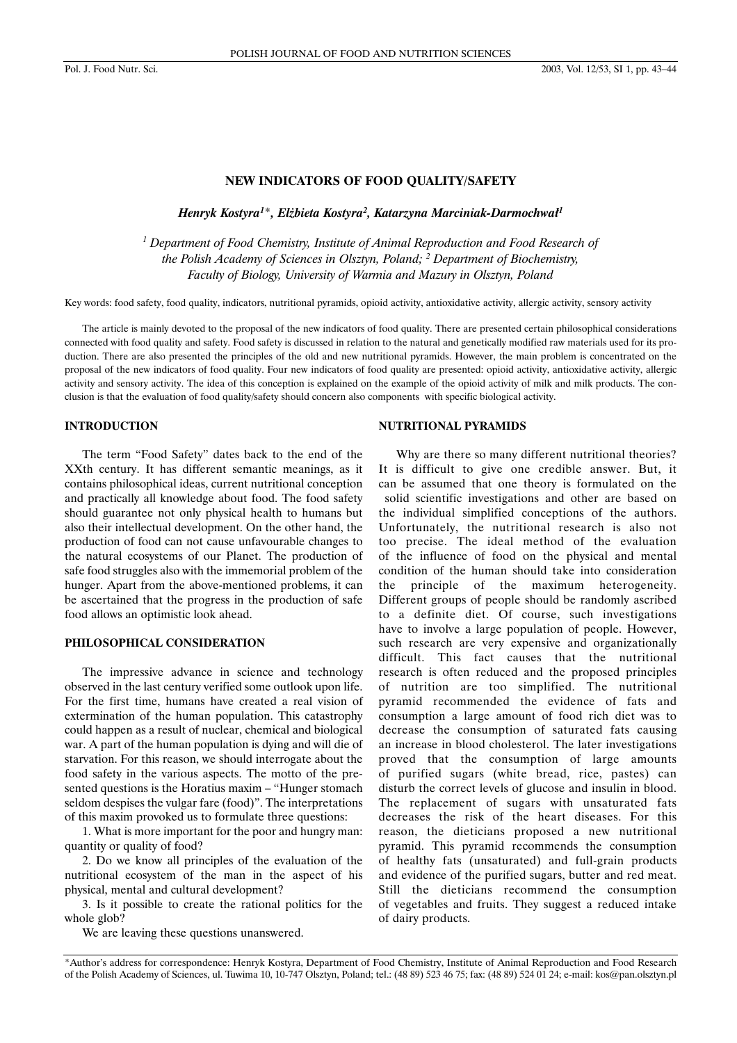# NEW INDICATORS OF FOOD QUALITY/SAFETY

*Henryk Kostyra[1]\*, Elżbieta Kostyra[2], Katarzyna Marciniak-Darmochwał[1]*

*[1] Department of Food Chemistry, Institute of Animal Reproduction and Food Research of the Polish Academy of Sciences in Olsztyn, Poland; [2] Department of Biochemistry, Faculty of Biology, University of Warmia and Mazury in Olsztyn, Poland*

Key words: food safety, food quality, indicators, nutritional pyramids, opioid activity, antioxidative activity, allergic activity, sensory activity

The article is mainly devoted to the proposal of the new indicators of food quality. There are presented certain philosophical considerations connected with food quality and safety. Food safety is discussed in relation to the natural and genetically modified raw materials used for its production. There are also presented the principles of the old and new nutritional pyramids. However, the main problem is concentrated on the proposal of the new indicators of food quality. Four new indicators of food quality are presented: opioid activity, antioxidative activity, allergic activity and sensory activity. The idea of this conception is explained on the example of the opioid activity of milk and milk products. The conclusion is that the evaluation of food quality/safety should concern also components with specific biological activity.

## INTRODUCTION

The term "Food Safety" dates back to the end of the XXth century. It has different semantic meanings, as it contains philosophical ideas, current nutritional conception and practically all knowledge about food. The food safety should guarantee not only physical health to humans but also their intellectual development. On the other hand, the production of food can not cause unfavourable changes to the natural ecosystems of our Planet. The production of safe food struggles also with the immemorial problem of the hunger. Apart from the above-mentioned problems, it can be ascertained that the progress in the production of safe food allows an optimistic look ahead.

## PHILOSOPHICAL CONSIDERATION

The impressive advance in science and technology observed in the last century verified some outlook upon life. For the first time, humans have created a real vision of extermination of the human population. This catastrophy could happen as a result of nuclear, chemical and biological war. A part of the human population is dying and will die of starvation. For this reason, we should interrogate about the food safety in the various aspects. The motto of the presented questions is the Horatius maxim – "Hunger stomach seldom despises the vulgar fare (food)". The interpretations of this maxim provoked us to formulate three questions:

1. What is more important for the poor and hungry man: quantity or quality of food?

2. Do we know all principles of the evaluation of the nutritional ecosystem of the man in the aspect of his physical, mental and cultural development?

3. Is it possible to create the rational politics for the whole glob?

We are leaving these questions unanswered.

## NUTRITIONAL PYRAMIDS

Why are there so many different nutritional theories? It is difficult to give one credible answer. But, it can be assumed that one theory is formulated on the solid scientific investigations and other are based on the individual simplified conceptions of the authors. Unfortunately, the nutritional research is also not too precise. The ideal method of the evaluation of the influence of food on the physical and mental condition of the human should take into consideration the principle of the maximum heterogeneity. Different groups of people should be randomly ascribed to a definite diet. Of course, such investigations have to involve a large population of people. However, such research are very expensive and organizationally difficult. This fact causes that the nutritional research is often reduced and the proposed principles of nutrition are too simplified. The nutritional pyramid recommended the evidence of fats and consumption a large amount of food rich diet was to decrease the consumption of saturated fats causing an increase in blood cholesterol. The later investigations proved that the consumption of large amounts of purified sugars (white bread, rice, pastes) can disturb the correct levels of glucose and insulin in blood. The replacement of sugars with unsaturated fats decreases the risk of the heart diseases. For this reason, the dieticians proposed a new nutritional pyramid. This pyramid recommends the consumption of healthy fats (unsaturated) and full-grain products and evidence of the purified sugars, butter and red meat. Still the dieticians recommend the consumption of vegetables and fruits. They suggest a reduced intake of dairy products.

\*Author's address for correspondence: Henryk Kostyra, Department of Food Chemistry, Institute of Animal Reproduction and Food Research of the Polish Academy of Sciences, ul. Tuwima 10, 10-747 Olsztyn, Poland; tel.: (48 89) 523 46 75; fax: (48 89) 524 01 24; e-mail: kos@pan.olsztyn.pl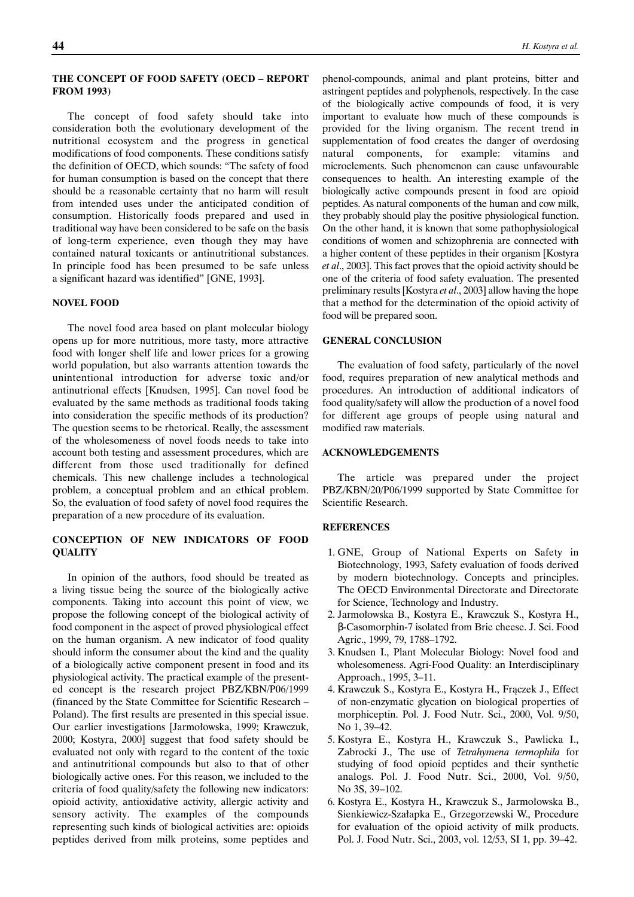## THE CONCEPT OF FOOD SAFETY (OECD – REPORT FROM 1993)

The concept of food safety should take into consideration both the evolutionary development of the nutritional ecosystem and the progress in genetical modifications of food components. These conditions satisfy the definition of OECD, which sounds: "The safety of food for human consumption is based on the concept that there should be a reasonable certainty that no harm will result from intended uses under the anticipated condition of consumption. Historically foods prepared and used in traditional way have been considered to be safe on the basis of long-term experience, even though they may have contained natural toxicants or antinutritional substances. In principle food has been presumed to be safe unless a significant hazard was identified" [GNE, 1993].

## NOVEL FOOD

The novel food area based on plant molecular biology opens up for more nutritious, more tasty, more attractive food with longer shelf life and lower prices for a growing world population, but also warrants attention towards the unintentional introduction for adverse toxic and/or antinutrional effects [Knudsen, 1995]. Can novel food be evaluated by the same methods as traditional foods taking into consideration the specific methods of its production? The question seems to be rhetorical. Really, the assessment of the wholesomeness of novel foods needs to take into account both testing and assessment procedures, which are different from those used traditionally for defined chemicals. This new challenge includes a technological problem, a conceptual problem and an ethical problem. So, the evaluation of food safety of novel food requires the preparation of a new procedure of its evaluation.

## CONCEPTION OF NEW INDICATORS OF FOOD QUALITY

In opinion of the authors, food should be treated as a living tissue being the source of the biologically active components. Taking into account this point of view, we propose the following concept of the biological activity of food component in the aspect of proved physiological effect on the human organism. A new indicator of food quality should inform the consumer about the kind and the quality of a biologically active component present in food and its physiological activity. The practical example of the presented concept is the research project PBZ/KBN/P06/1999 (financed by the State Committee for Scientific Research – Poland). The first results are presented in this special issue. Our earlier investigations [Jarmołowska, 1999; Krawczuk, 2000; Kostyra, 2000] suggest that food safety should be evaluated not only with regard to the content of the toxic and antinutritional compounds but also to that of other biologically active ones. For this reason, we included to the criteria of food quality/safety the following new indicators: opioid activity, antioxidative activity, allergic activity and sensory activity. The examples of the compounds representing such kinds of biological activities are: opioids peptides derived from milk proteins, some peptides and phenol-compounds, animal and plant proteins, bitter and astringent peptides and polyphenols, respectively. In the case of the biologically active compounds of food, it is very important to evaluate how much of these compounds is provided for the living organism. The recent trend in supplementation of food creates the danger of overdosing natural components, for example: vitamins and microelements. Such phenomenon can cause unfavourable consequences to health. An interesting example of the biologically active compounds present in food are opioid peptides. As natural components of the human and cow milk, they probably should play the positive physiological function. On the other hand, it is known that some pathophysiological conditions of women and schizophrenia are connected with a higher content of these peptides in their organism [Kostyra *et al*., 2003]. This fact proves that the opioid activity should be one of the criteria of food safety evaluation. The presented preliminary results [Kostyra *et al*., 2003] allow having the hope that a method for the determination of the opioid activity of food will be prepared soon.

## GENERAL CONCLUSION

The evaluation of food safety, particularly of the novel food, requires preparation of new analytical methods and procedures. An introduction of additional indicators of food quality/safety will allow the production of a novel food for different age groups of people using natural and modified raw materials.

## ACKNOWLEDGEMENTS

The article was prepared under the project PBZ/KBN/20/P06/1999 supported by State Committee for Scientific Research.

## REFERENCES

1. GNE, Group of National Experts on Safety in Biotechnology, 1993, Safety evaluation of foods derived by modern biotechnology. Concepts and principles. The OECD Environmental Directorate and Directorate for Science, Technology and Industry.
2. Jarmołowska B., Kostyra E., Krawczuk S., Kostyra H., β-Casomorphin-7 isolated from Brie cheese. J. Sci. Food Agric., 1999, 79, 1788–1792.
3. Knudsen I., Plant Molecular Biology: Novel food and wholesomeness. Agri-Food Quality: an Interdisciplinary Approach., 1995, 3–11.
4. Krawczuk S., Kostyra E., Kostyra H., Frączek J., Effect of non-enzymatic glycation on biological properties of morphiceptin. Pol. J. Food Nutr. Sci., 2000, Vol. 9/50, No 1, 39–42.
5. Kostyra E., Kostyra H., Krawczuk S., Pawlicka I., Zabrocki J., The use of *Tetrahymena termophila* for studying of food opioid peptides and their synthetic analogs. Pol. J. Food Nutr. Sci., 2000, Vol. 9/50, No 3S, 39–102.
6. Kostyra E., Kostyra H., Krawczuk S., Jarmołowska B., Sienkiewicz-Szałapka E., Grzegorzewski W., Procedure for evaluation of the opioid activity of milk products. Pol. J. Food Nutr. Sci., 2003, vol. 12/53, SI 1, pp. 39–42.